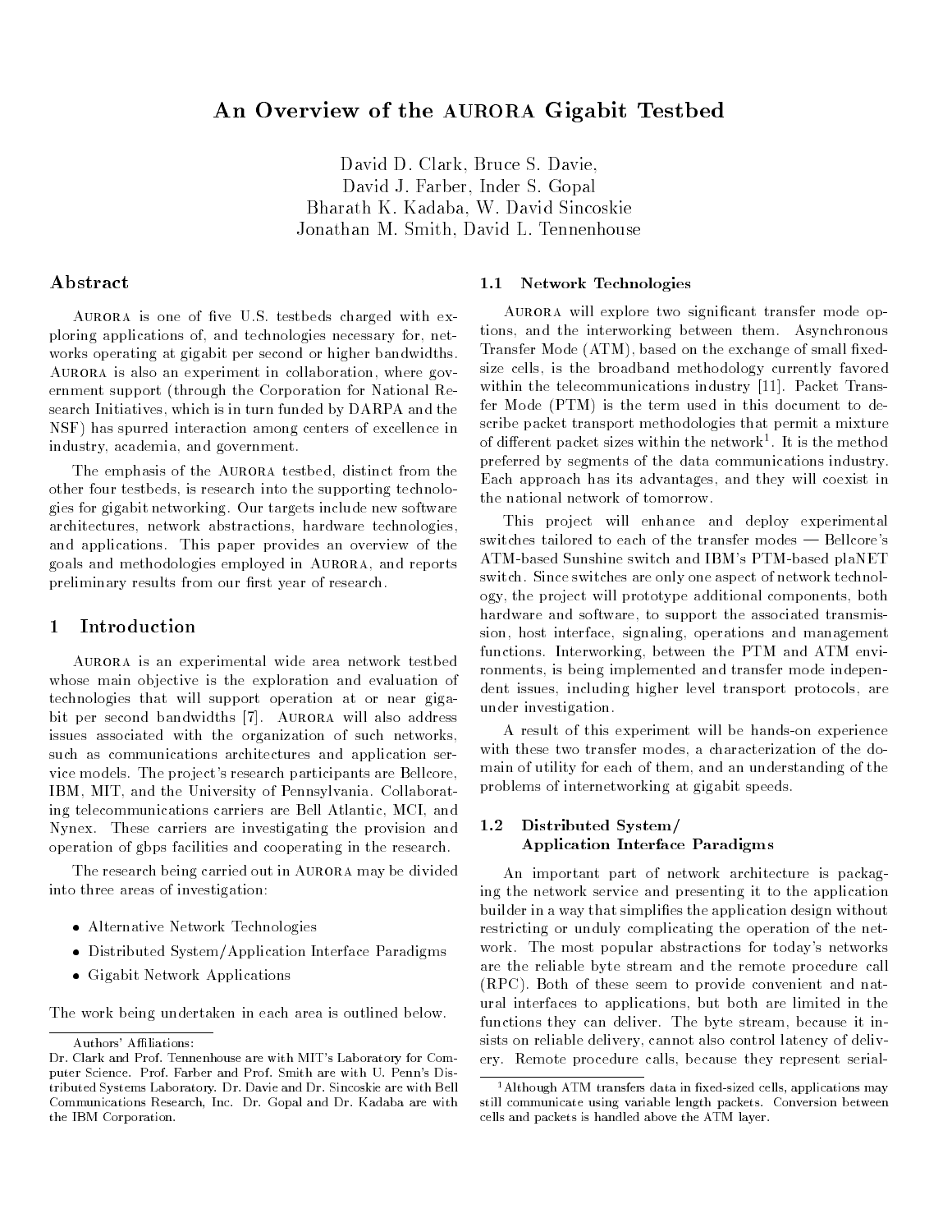# An Overview of the AURORA Gigabit Testbed

David D. Clark, Bruce S. Davie,
David J. Farber, Inder S. Gopal
Bharath K. Kadaba, W. David Sincoskie
Jonathan M. Smith, David L. Tennenhouse

## Abstract

AURORA is one of five U.S. testbeds charged with exploring applications of, and technologies necessary for, networks operating at gigabit per second or higher bandwidths. AURORA is also an experiment in collaboration, where government support (through the Corporation for National Research Initiatives, which is in turn funded by DARPA and the NSF) has spurred interaction among centers of excellence in industry, academia, and government.

The emphasis of the AURORA testbed, distinct from the other four testbeds, is research into the supporting technologies for gigabit networking. Our targets include new software architectures, network abstractions, hardware technologies, and applications. This paper provides an overview of the goals and methodologies employed in AURORA, and reports preliminary results from our first year of research.

## 1 Introduction

AURORA is an experimental wide area network testbed whose main objective is the exploration and evaluation of technologies that will support operation at or near gigabit per second bandwidths [7]. AURORA will also address issues associated with the organization of such networks, such as communications architectures and application service models. The project's research participants are Bellcore, IBM, MIT, and the University of Pennsylvania. Collaborating telecommunications carriers are Bell Atlantic, MCI, and Nynex. These carriers are investigating the provision and operation of gbps facilities and cooperating in the research.

The research being carried out in AURORA may be divided into three areas of investigation:

- Alternative Network Technologies
- Distributed System/Application Interface Paradigms
- Gigabit Network Applications

The work being undertaken in each area is outlined below.

Authors' Affiliations:
Dr. Clark and Prof. Tennenhouse are with MIT's Laboratory for Computer Science. Prof. Farber and Prof. Smith are with U. Penn's Distributed Systems Laboratory. Dr. Davie and Dr. Sincoskie are with Bell Communications Research, Inc. Dr. Gopal and Dr. Kadaba are with the IBM Corporation.

### 1.1 Network Technologies

AURORA will explore two significant transfer mode options, and the interworking between them. Asynchronous Transfer Mode (ATM), based on the exchange of small fixed-size cells, is the broadband methodology currently favored within the telecommunications industry [11]. Packet Transfer Mode (PTM) is the term used in this document to describe packet transport methodologies that permit a mixture of different packet sizes within the network[1]. It is the method preferred by segments of the data communications industry. Each approach has its advantages, and they will coexist in the national network of tomorrow.

This project will enhance and deploy experimental switches tailored to each of the transfer modes — Bellcore's ATM-based Sunshine switch and IBM's PTM-based plaNET switch. Since switches are only one aspect of network technology, the project will prototype additional components, both hardware and software, to support the associated transmission, host interface, signaling, operations and management functions. Interworking, between the PTM and ATM environments, is being implemented and transfer mode independent issues, including higher level transport protocols, are under investigation.

A result of this experiment will be hands-on experience with these two transfer modes, a characterization of the domain of utility for each of them, and an understanding of the problems of internetworking at gigabit speeds.

### 1.2 Distributed System/Application Interface Paradigms

An important part of network architecture is packaging the network service and presenting it to the application builder in a way that simplifies the application design without restricting or unduly complicating the operation of the network. The most popular abstractions for today's networks are the reliable byte stream and the remote procedure call (RPC). Both of these seem to provide convenient and natural interfaces to applications, but both are limited in the functions they can deliver. The byte stream, because it insists on reliable delivery, cannot also control latency of delivery. Remote procedure calls, because they represent serial-

[1] Although ATM transfers data in fixed-sized cells, applications may still communicate using variable length packets. Conversion between cells and packets is handled above the ATM layer.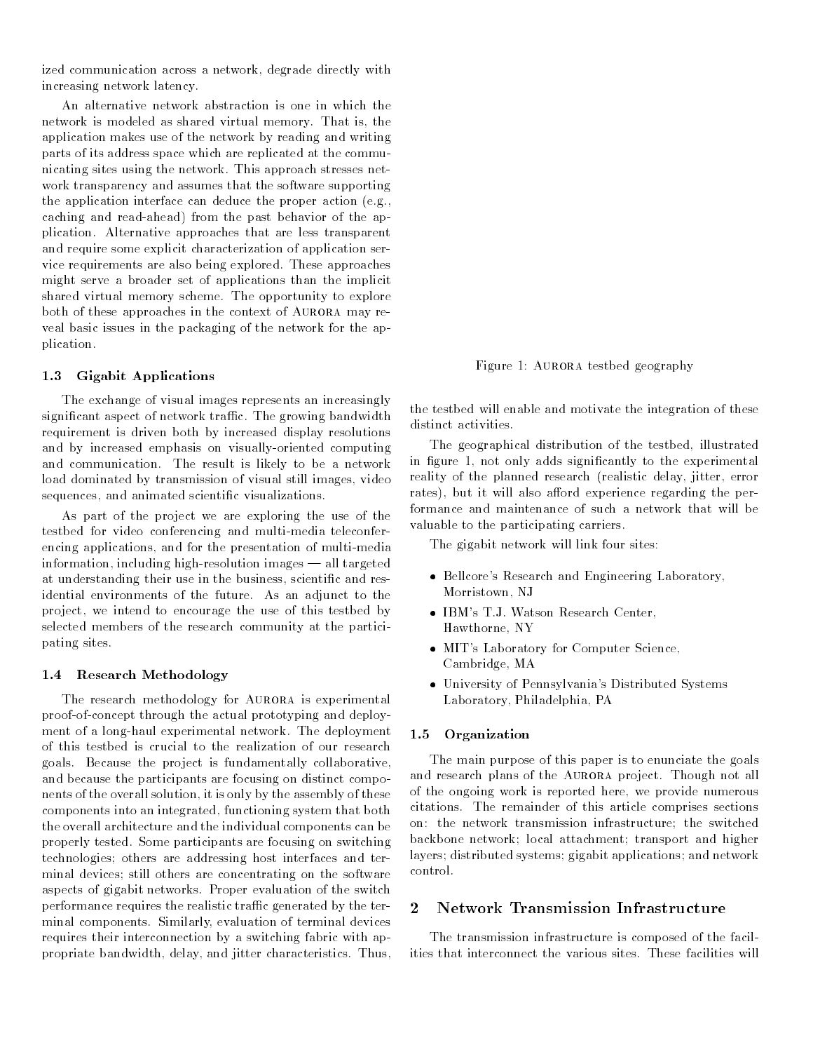ized communication across a network, degrade directly with increasing network latency.

An alternative network abstraction is one in which the network is modeled as shared virtual memory. That is, the application makes use of the network by reading and writing parts of its address space which are replicated at the communicating sites using the network. This approach stresses network transparency and assumes that the software supporting the application interface can deduce the proper action (e.g., caching and read-ahead) from the past behavior of the application. Alternative approaches that are less transparent and require some explicit characterization of application service requirements are also being explored. These approaches might serve a broader set of applications than the implicit shared virtual memory scheme. The opportunity to explore both of these approaches in the context of Aurora may reveal basic issues in the packaging of the network for the application.

### 1.3 Gigabit Applications

The exchange of visual images represents an increasingly significant aspect of network traffic. The growing bandwidth requirement is driven both by increased display resolutions and by increased emphasis on visually-oriented computing and communication. The result is likely to be a network load dominated by transmission of visual still images, video sequences, and animated scientific visualizations.

As part of the project we are exploring the use of the testbed for video conferencing and multi-media teleconferencing applications, and for the presentation of multi-media information, including high-resolution images — all targeted at understanding their use in the business, scientific and residential environments of the future. As an adjunct to the project, we intend to encourage the use of this testbed by selected members of the research community at the participating sites.

### 1.4 Research Methodology

The research methodology for Aurora is experimental proof-of-concept through the actual prototyping and deployment of a long-haul experimental network. The deployment of this testbed is crucial to the realization of our research goals. Because the project is fundamentally collaborative, and because the participants are focusing on distinct components of the overall solution, it is only by the assembly of these components into an integrated, functioning system that both the overall architecture and the individual components can be properly tested. Some participants are focusing on switching technologies; others are addressing host interfaces and terminal devices; still others are concentrating on the software aspects of gigabit networks. Proper evaluation of the switch performance requires the realistic traffic generated by the terminal components. Similarly, evaluation of terminal devices requires their interconnection by a switching fabric with appropriate bandwidth, delay, and jitter characteristics. Thus, the testbed will enable and motivate the integration of these distinct activities.

Figure 1: Aurora testbed geography

The geographical distribution of the testbed, illustrated in figure 1, not only adds significantly to the experimental reality of the planned research (realistic delay, jitter, error rates), but it will also afford experience regarding the performance and maintenance of such a network that will be valuable to the participating carriers.

The gigabit network will link four sites:

- Bellcore's Research and Engineering Laboratory, Morristown, NJ
- IBM's T.J. Watson Research Center, Hawthorne, NY
- MIT's Laboratory for Computer Science, Cambridge, MA
- University of Pennsylvania's Distributed Systems Laboratory, Philadelphia, PA

### 1.5 Organization

The main purpose of this paper is to enunciate the goals and research plans of the Aurora project. Though not all of the ongoing work is reported here, we provide numerous citations. The remainder of this article comprises sections on: the network transmission infrastructure; the switched backbone network; local attachment; transport and higher layers; distributed systems; gigabit applications; and network control.

## 2 Network Transmission Infrastructure

The transmission infrastructure is composed of the facilities that interconnect the various sites. These facilities will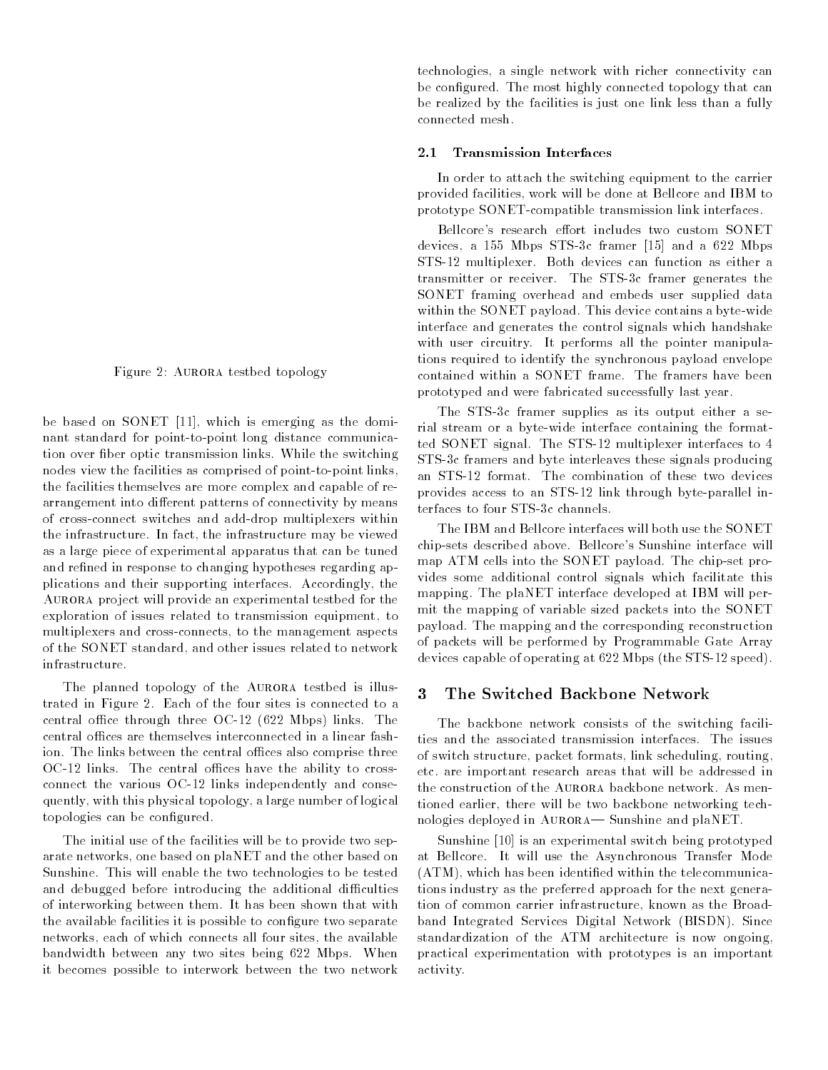Figure 2: Aurora testbed topology

be based on SONET [11], which is emerging as the dominant standard for point-to-point long distance communication over fiber optic transmission links. While the switching nodes view the facilities as comprised of point-to-point links, the facilities themselves are more complex and capable of rearrangement into different patterns of connectivity by means of cross-connect switches and add-drop multiplexers within the infrastructure. In fact, the infrastructure may be viewed as a large piece of experimental apparatus that can be tuned and refined in response to changing hypotheses regarding applications and their supporting interfaces. Accordingly, the Aurora project will provide an experimental testbed for the exploration of issues related to transmission equipment, to multiplexers and cross-connects, to the management aspects of the SONET standard, and other issues related to network infrastructure.

The planned topology of the Aurora testbed is illustrated in Figure 2. Each of the four sites is connected to a central office through three OC-12 (622 Mbps) links. The central offices are themselves interconnected in a linear fashion. The links between the central offices also comprise three OC-12 links. The central offices have the ability to cross-connect the various OC-12 links independently and consequently, with this physical topology, a large number of logical topologies can be configured.

The initial use of the facilities will be to provide two separate networks, one based on plaNET and the other based on Sunshine. This will enable the two technologies to be tested and debugged before introducing the additional difficulties of interworking between them. It has been shown that with the available facilities it is possible to configure two separate networks, each of which connects all four sites, the available bandwidth between any two sites being 622 Mbps. When it becomes possible to interwork between the two network technologies, a single network with richer connectivity can be configured. The most highly connected topology that can be realized by the facilities is just one link less than a fully connected mesh.

### 2.1 Transmission Interfaces

In order to attach the switching equipment to the carrier provided facilities, work will be done at Bellcore and IBM to prototype SONET-compatible transmission link interfaces.

Bellcore's research effort includes two custom SONET devices, a 155 Mbps STS-3c framer [15] and a 622 Mbps STS-12 multiplexer. Both devices can function as either a transmitter or receiver. The STS-3c framer generates the SONET framing overhead and embeds user supplied data within the SONET payload. This device contains a byte-wide interface and generates the control signals which handshake with user circuitry. It performs all the pointer manipulations required to identify the synchronous payload envelope contained within a SONET frame. The framers have been prototyped and were fabricated successfully last year.

The STS-3c framer supplies as its output either a serial stream or a byte-wide interface containing the formatted SONET signal. The STS-12 multiplexer interfaces to 4 STS-3c framers and byte interleaves these signals producing an STS-12 format. The combination of these two devices provides access to an STS-12 link through byte-parallel interfaces to four STS-3c channels.

The IBM and Bellcore interfaces will both use the SONET chip-sets described above. Bellcore's Sunshine interface will map ATM cells into the SONET payload. The chip-set provides some additional control signals which facilitate this mapping. The plaNET interface developed at IBM will permit the mapping of variable sized packets into the SONET payload. The mapping and the corresponding reconstruction of packets will be performed by Programmable Gate Array devices capable of operating at 622 Mbps (the STS-12 speed).

## 3 The Switched Backbone Network

The backbone network consists of the switching facilities and the associated transmission interfaces. The issues of switch structure, packet formats, link scheduling, routing, etc. are important research areas that will be addressed in the construction of the Aurora backbone network. As mentioned earlier, there will be two backbone networking technologies deployed in Aurora— Sunshine and plaNET.

Sunshine [10] is an experimental switch being prototyped at Bellcore. It will use the Asynchronous Transfer Mode (ATM), which has been identified within the telecommunications industry as the preferred approach for the next generation of common carrier infrastructure, known as the Broadband Integrated Services Digital Network (BISDN). Since standardization of the ATM architecture is now ongoing, practical experimentation with prototypes is an important activity.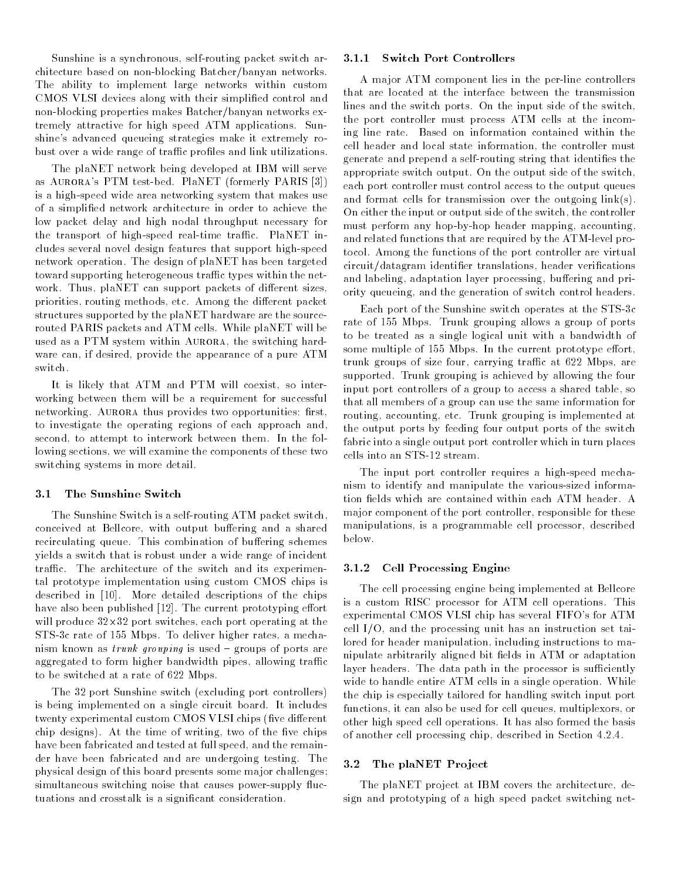Sunshine is a synchronous, self-routing packet switch architecture based on non-blocking Batcher/banyan networks. The ability to implement large networks within custom CMOS VLSI devices along with their simplified control and non-blocking properties makes Batcher/banyan networks extremely attractive for high speed ATM applications. Sunshine's advanced queueing strategies make it extremely robust over a wide range of traffic profiles and link utilizations.

The plaNET network being developed at IBM will serve as AURORA's PTM test-bed. PlaNET (formerly PARIS [3]) is a high-speed wide area networking system that makes use of a simplified network architecture in order to achieve the low packet delay and high nodal throughput necessary for the transport of high-speed real-time traffic. PlaNET includes several novel design features that support high-speed network operation. The design of plaNET has been targeted toward supporting heterogeneous traffic types within the network. Thus, plaNET can support packets of different sizes, priorities, routing methods, etc. Among the different packet structures supported by the plaNET hardware are the source-routed PARIS packets and ATM cells. While plaNET will be used as a PTM system within AURORA, the switching hardware can, if desired, provide the appearance of a pure ATM switch.

It is likely that ATM and PTM will coexist, so interworking between them will be a requirement for successful networking. AURORA thus provides two opportunities: first, to investigate the operating regions of each approach and, second, to attempt to interwork between them. In the following sections, we will examine the components of these two switching systems in more detail.

### 3.1 The Sunshine Switch

The Sunshine Switch is a self-routing ATM packet switch, conceived at Bellcore, with output buffering and a shared recirculating queue. This combination of buffering schemes yields a switch that is robust under a wide range of incident traffic. The architecture of the switch and its experimental prototype implementation using custom CMOS chips is described in [10]. More detailed descriptions of the chips have also been published [12]. The current prototyping effort will produce 32×32 port switches, each port operating at the STS-3c rate of 155 Mbps. To deliver higher rates, a mechanism known as *trunk grouping* is used – groups of ports are aggregated to form higher bandwidth pipes, allowing traffic to be switched at a rate of 622 Mbps.

The 32 port Sunshine switch (excluding port controllers) is being implemented on a single circuit board. It includes twenty experimental custom CMOS VLSI chips (five different chip designs). At the time of writing, two of the five chips have been fabricated and tested at full speed, and the remainder have been fabricated and are undergoing testing. The physical design of this board presents some major challenges; simultaneous switching noise that causes power-supply fluctuations and crosstalk is a significant consideration.

#### 3.1.1 Switch Port Controllers

A major ATM component lies in the per-line controllers that are located at the interface between the transmission lines and the switch ports. On the input side of the switch, the port controller must process ATM cells at the incoming line rate. Based on information contained within the cell header and local state information, the controller must generate and prepend a self-routing string that identifies the appropriate switch output. On the output side of the switch, each port controller must control access to the output queues and format cells for transmission over the outgoing link(s). On either the input or output side of the switch, the controller must perform any hop-by-hop header mapping, accounting, and related functions that are required by the ATM-level protocol. Among the functions of the port controller are virtual circuit/datagram identifier translations, header verifications and labeling, adaptation layer processing, buffering and priority queueing, and the generation of switch control headers.

Each port of the Sunshine switch operates at the STS-3c rate of 155 Mbps. Trunk grouping allows a group of ports to be treated as a single logical unit with a bandwidth of some multiple of 155 Mbps. In the current prototype effort, trunk groups of size four, carrying traffic at 622 Mbps, are supported. Trunk grouping is achieved by allowing the four input port controllers of a group to access a shared table, so that all members of a group can use the same information for routing, accounting, etc. Trunk grouping is implemented at the output ports by feeding four output ports of the switch fabric into a single output port controller which in turn places cells into an STS-12 stream.

The input port controller requires a high-speed mechanism to identify and manipulate the various-sized information fields which are contained within each ATM header. A major component of the port controller, responsible for these manipulations, is a programmable cell processor, described below.

#### 3.1.2 Cell Processing Engine

The cell processing engine being implemented at Bellcore is a custom RISC processor for ATM cell operations. This experimental CMOS VLSI chip has several FIFO's for ATM cell I/O, and the processing unit has an instruction set tailored for header manipulation, including instructions to manipulate arbitrarily aligned bit fields in ATM or adaptation layer headers. The data path in the processor is sufficiently wide to handle entire ATM cells in a single operation. While the chip is especially tailored for handling switch input port functions, it can also be used for cell queues, multiplexors, or other high speed cell operations. It has also formed the basis of another cell processing chip, described in Section 4.2.4.

### 3.2 The plaNET Project

The plaNET project at IBM covers the architecture, design and prototyping of a high speed packet switching net-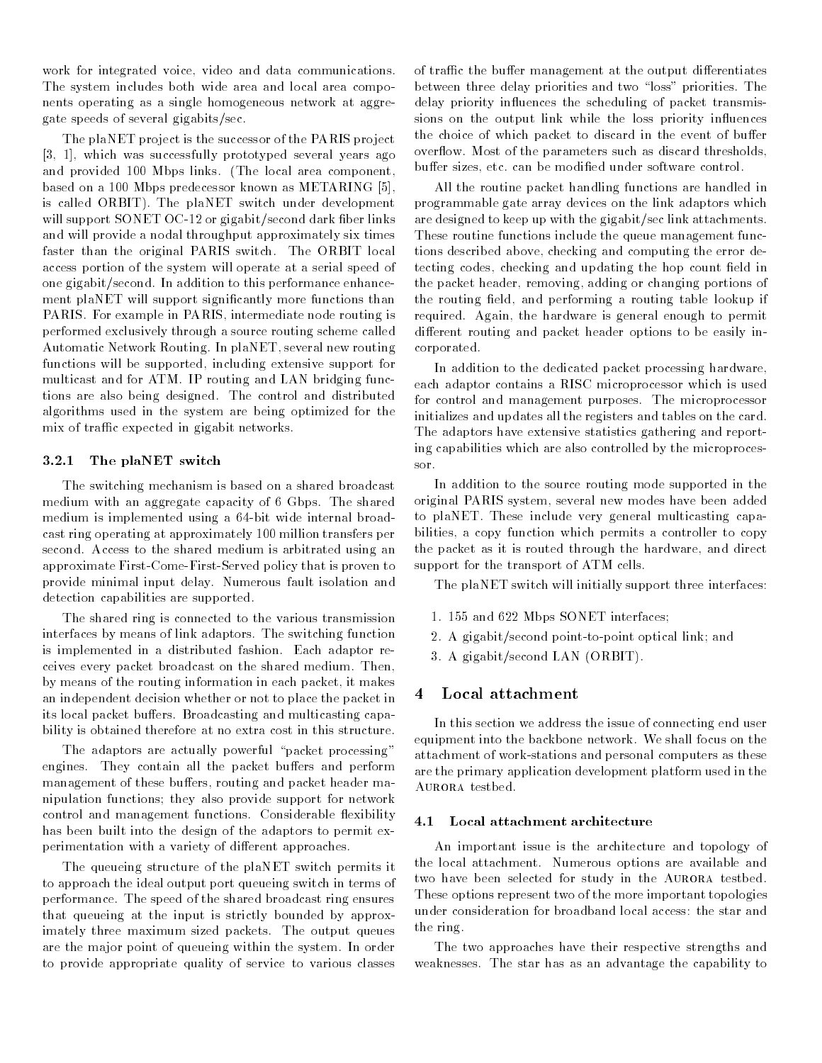work for integrated voice, video and data communications. The system includes both wide area and local area components operating as a single homogeneous network at aggregate speeds of several gigabits/sec.

The plaNET project is the successor of the PARIS project [3, 1], which was successfully prototyped several years ago and provided 100 Mbps links. (The local area component, based on a 100 Mbps predecessor known as METARING [5], is called ORBIT). The plaNET switch under development will support SONET OC-12 or gigabit/second dark fiber links and will provide a nodal throughput approximately six times faster than the original PARIS switch. The ORBIT local access portion of the system will operate at a serial speed of one gigabit/second. In addition to this performance enhancement plaNET will support significantly more functions than PARIS. For example in PARIS, intermediate node routing is performed exclusively through a source routing scheme called Automatic Network Routing. In plaNET, several new routing functions will be supported, including extensive support for multicast and for ATM. IP routing and LAN bridging functions are also being designed. The control and distributed algorithms used in the system are being optimized for the mix of traffic expected in gigabit networks.

### 3.2.1 The plaNET switch

The switching mechanism is based on a shared broadcast medium with an aggregate capacity of 6 Gbps. The shared medium is implemented using a 64-bit wide internal broadcast ring operating at approximately 100 million transfers per second. Access to the shared medium is arbitrated using an approximate First-Come-First-Served policy that is proven to provide minimal input delay. Numerous fault isolation and detection capabilities are supported.

The shared ring is connected to the various transmission interfaces by means of link adaptors. The switching function is implemented in a distributed fashion. Each adaptor receives every packet broadcast on the shared medium. Then, by means of the routing information in each packet, it makes an independent decision whether or not to place the packet in its local packet buffers. Broadcasting and multicasting capability is obtained therefore at no extra cost in this structure.

The adaptors are actually powerful "packet processing" engines. They contain all the packet buffers and perform management of these buffers, routing and packet header manipulation functions; they also provide support for network control and management functions. Considerable flexibility has been built into the design of the adaptors to permit experimentation with a variety of different approaches.

The queueing structure of the plaNET switch permits it to approach the ideal output port queueing switch in terms of performance. The speed of the shared broadcast ring ensures that queueing at the input is strictly bounded by approximately three maximum sized packets. The output queues are the major point of queueing within the system. In order to provide appropriate quality of service to various classes of traffic the buffer management at the output differentiates between three delay priorities and two "loss" priorities. The delay priority influences the scheduling of packet transmissions on the output link while the loss priority influences the choice of which packet to discard in the event of buffer overflow. Most of the parameters such as discard thresholds, buffer sizes, etc. can be modified under software control.

All the routine packet handling functions are handled in programmable gate array devices on the link adaptors which are designed to keep up with the gigabit/sec link attachments. These routine functions include the queue management functions described above, checking and computing the error detecting codes, checking and updating the hop count field in the packet header, removing, adding or changing portions of the routing field, and performing a routing table lookup if required. Again, the hardware is general enough to permit different routing and packet header options to be easily incorporated.

In addition to the dedicated packet processing hardware, each adaptor contains a RISC microprocessor which is used for control and management purposes. The microprocessor initializes and updates all the registers and tables on the card. The adaptors have extensive statistics gathering and reporting capabilities which are also controlled by the microprocessor.

In addition to the source routing mode supported in the original PARIS system, several new modes have been added to plaNET. These include very general multicasting capabilities, a copy function which permits a controller to copy the packet as it is routed through the hardware, and direct support for the transport of ATM cells.

The plaNET switch will initially support three interfaces:

1. 155 and 622 Mbps SONET interfaces;
2. A gigabit/second point-to-point optical link; and
3. A gigabit/second LAN (ORBIT).

# 4 Local attachment

In this section we address the issue of connecting end user equipment into the backbone network. We shall focus on the attachment of work-stations and personal computers as these are the primary application development platform used in the Aurora testbed.

## 4.1 Local attachment architecture

An important issue is the architecture and topology of the local attachment. Numerous options are available and two have been selected for study in the Aurora testbed. These options represent two of the more important topologies under consideration for broadband local access: the star and the ring.

The two approaches have their respective strengths and weaknesses. The star has as an advantage the capability to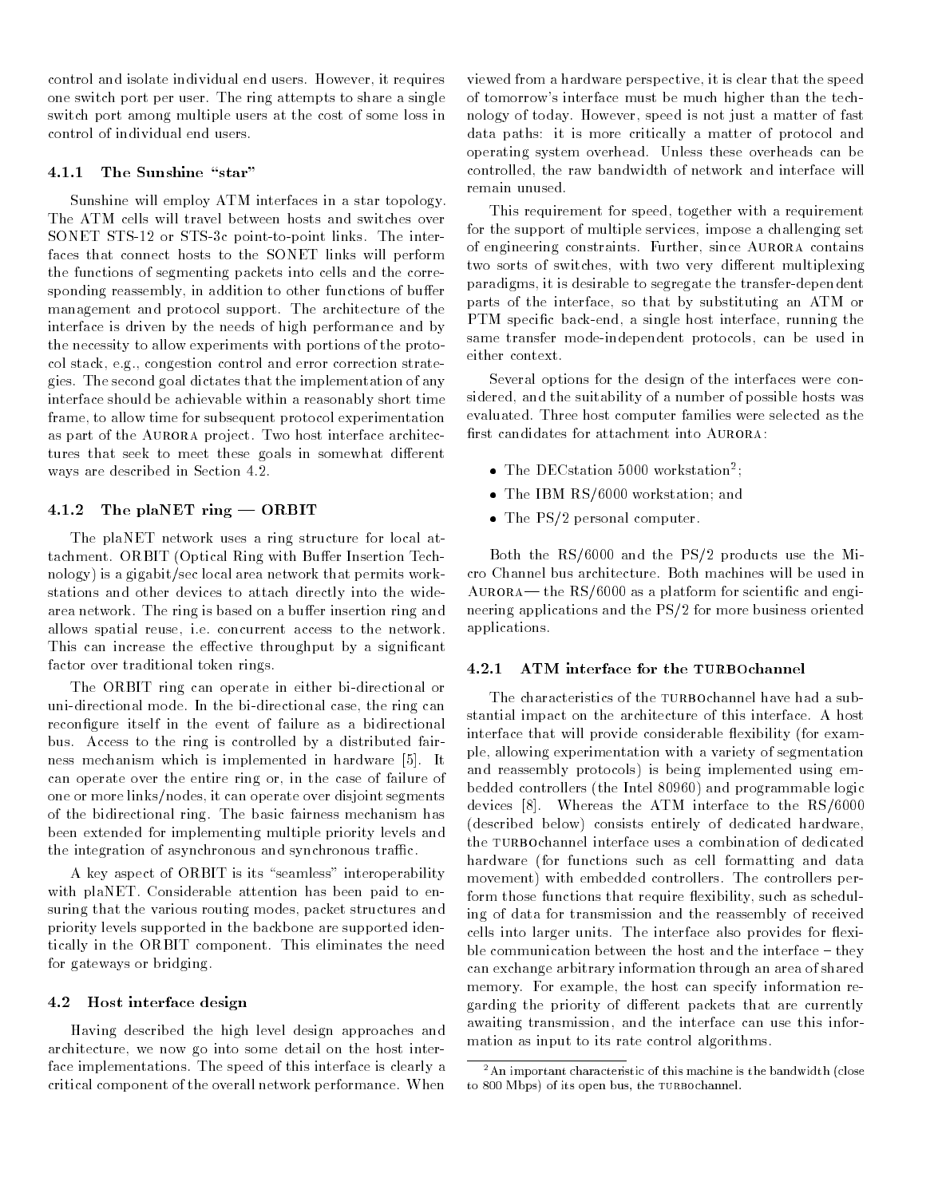control and isolate individual end users. However, it requires one switch port per user. The ring attempts to share a single switch port among multiple users at the cost of some loss in control of individual end users.

#### 4.1.1 The Sunshine "star"

Sunshine will employ ATM interfaces in a star topology. The ATM cells will travel between hosts and switches over SONET STS-12 or STS-3c point-to-point links. The interfaces that connect hosts to the SONET links will perform the functions of segmenting packets into cells and the corresponding reassembly, in addition to other functions of buffer management and protocol support. The architecture of the interface is driven by the needs of high performance and by the necessity to allow experiments with portions of the protocol stack, e.g., congestion control and error correction strategies. The second goal dictates that the implementation of any interface should be achievable within a reasonably short time frame, to allow time for subsequent protocol experimentation as part of the AURORA project. Two host interface architectures that seek to meet these goals in somewhat different ways are described in Section 4.2.

#### 4.1.2 The plaNET ring — ORBIT

The plaNET network uses a ring structure for local attachment. ORBIT (Optical Ring with Buffer Insertion Technology) is a gigabit/sec local area network that permits workstations and other devices to attach directly into the wide-area network. The ring is based on a buffer insertion ring and allows spatial reuse, i.e. concurrent access to the network. This can increase the effective throughput by a significant factor over traditional token rings.

The ORBIT ring can operate in either bi-directional or uni-directional mode. In the bi-directional case, the ring can reconfigure itself in the event of failure as a bidirectional bus. Access to the ring is controlled by a distributed fairness mechanism which is implemented in hardware [5]. It can operate over the entire ring or, in the case of failure of one or more links/nodes, it can operate over disjoint segments of the bidirectional ring. The basic fairness mechanism has been extended for implementing multiple priority levels and the integration of asynchronous and synchronous traffic.

A key aspect of ORBIT is its "seamless" interoperability with plaNET. Considerable attention has been paid to ensuring that the various routing modes, packet structures and priority levels supported in the backbone are supported identically in the ORBIT component. This eliminates the need for gateways or bridging.

### 4.2 Host interface design

Having described the high level design approaches and architecture, we now go into some detail on the host interface implementations. The speed of this interface is clearly a critical component of the overall network performance. When viewed from a hardware perspective, it is clear that the speed of tomorrow's interface must be much higher than the technology of today. However, speed is not just a matter of fast data paths: it is more critically a matter of protocol and operating system overhead. Unless these overheads can be controlled, the raw bandwidth of network and interface will remain unused.

This requirement for speed, together with a requirement for the support of multiple services, impose a challenging set of engineering constraints. Further, since AURORA contains two sorts of switches, with two very different multiplexing paradigms, it is desirable to segregate the transfer-dependent parts of the interface, so that by substituting an ATM or PTM specific back-end, a single host interface, running the same transfer mode-independent protocols, can be used in either context.

Several options for the design of the interfaces were considered, and the suitability of a number of possible hosts was evaluated. Three host computer families were selected as the first candidates for attachment into AURORA:

- The DECstation 5000 workstation[2];
- The IBM RS/6000 workstation; and
- The PS/2 personal computer.

Both the RS/6000 and the PS/2 products use the Micro Channel bus architecture. Both machines will be used in AURORA— the RS/6000 as a platform for scientific and engineering applications and the PS/2 for more business oriented applications.

#### 4.2.1 ATM interface for the TURBOchannel

The characteristics of the TURBOchannel have had a substantial impact on the architecture of this interface. A host interface that will provide considerable flexibility (for example, allowing experimentation with a variety of segmentation and reassembly protocols) is being implemented using embedded controllers (the Intel 80960) and programmable logic devices [8]. Whereas the ATM interface to the RS/6000 (described below) consists entirely of dedicated hardware, the TURBOchannel interface uses a combination of dedicated hardware (for functions such as cell formatting and data movement) with embedded controllers. The controllers perform those functions that require flexibility, such as scheduling of data for transmission and the reassembly of received cells into larger units. The interface also provides for flexible communication between the host and the interface – they can exchange arbitrary information through an area of shared memory. For example, the host can specify information regarding the priority of different packets that are currently awaiting transmission, and the interface can use this information as input to its rate control algorithms.

[2] An important characteristic of this machine is the bandwidth (close to 800 Mbps) of its open bus, the TURBOchannel.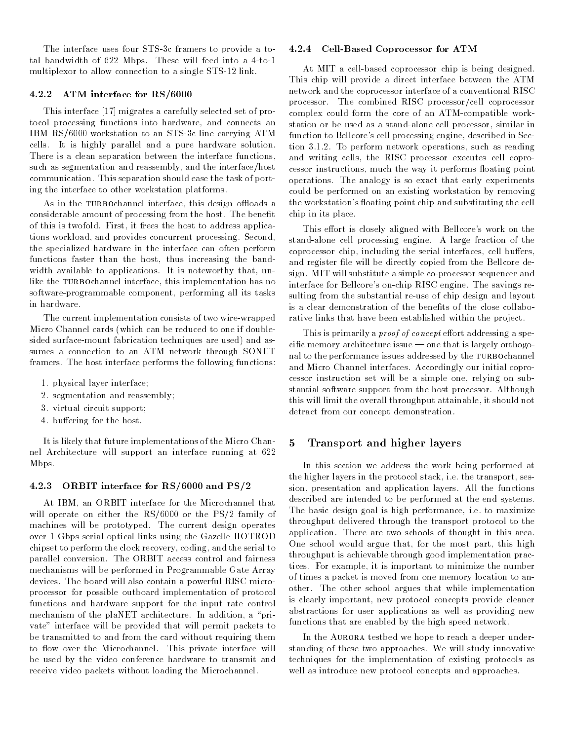The interface uses four STS-3c framers to provide a total bandwidth of 622 Mbps. These will feed into a 4-to-1 multiplexor to allow connection to a single STS-12 link.

### 4.2.2 ATM interface for RS/6000

This interface [17] migrates a carefully selected set of protocol processing functions into hardware, and connects an IBM RS/6000 workstation to an STS-3c line carrying ATM cells. It is highly parallel and a pure hardware solution. There is a clean separation between the interface functions, such as segmentation and reassembly, and the interface/host communication. This separation should ease the task of porting the interface to other workstation platforms.

As in the TURBOchannel interface, this design offloads a considerable amount of processing from the host. The benefit of this is twofold. First, it frees the host to address applications workload, and provides concurrent processing. Second, the specialized hardware in the interface can often perform functions faster than the host, thus increasing the bandwidth available to applications. It is noteworthy that, unlike the TURBOchannel interface, this implementation has no software-programmable component, performing all its tasks in hardware.

The current implementation consists of two wire-wrapped Micro Channel cards (which can be reduced to one if double-sided surface-mount fabrication techniques are used) and assumes a connection to an ATM network through SONET framers. The host interface performs the following functions:

1. physical layer interface;
2. segmentation and reassembly;
3. virtual circuit support;
4. buffering for the host.

It is likely that future implementations of the Micro Channel Architecture will support an interface running at 622 Mbps.

### 4.2.3 ORBIT interface for RS/6000 and PS/2

At IBM, an ORBIT interface for the Microchannel that will operate on either the RS/6000 or the PS/2 family of machines will be prototyped. The current design operates over 1 Gbps serial optical links using the Gazelle HOTROD chipset to perform the clock recovery, coding, and the serial to parallel conversion. The ORBIT access control and fairness mechanisms will be performed in Programmable Gate Array devices. The board will also contain a powerful RISC microprocessor for possible outboard implementation of protocol functions and hardware support for the input rate control mechanism of the plaNET architecture. In addition, a "private" interface will be provided that will permit packets to be transmitted to and from the card without requiring them to flow over the Microchannel. This private interface will be used by the video conference hardware to transmit and receive video packets without loading the Microchannel.

### 4.2.4 Cell-Based Coprocessor for ATM

At MIT a cell-based coprocessor chip is being designed. This chip will provide a direct interface between the ATM network and the coprocessor interface of a conventional RISC processor. The combined RISC processor/cell coprocessor complex could form the core of an ATM-compatible workstation or be used as a stand-alone cell processor, similar in function to Bellcore's cell processing engine, described in Section 3.1.2. To perform network operations, such as reading and writing cells, the RISC processor executes cell coprocessor instructions, much the way it performs floating point operations. The analogy is so exact that early experiments could be performed on an existing workstation by removing the workstation's floating point chip and substituting the cell chip in its place.

This effort is closely aligned with Bellcore's work on the stand-alone cell processing engine. A large fraction of the coprocessor chip, including the serial interfaces, cell buffers, and register file will be directly copied from the Bellcore design. MIT will substitute a simple co-processor sequencer and interface for Bellcore's on-chip RISC engine. The savings resulting from the substantial re-use of chip design and layout is a clear demonstration of the benefits of the close collaborative links that have been established within the project.

This is primarily a *proof of concept* effort addressing a specific memory architecture issue — one that is largely orthogonal to the performance issues addressed by the TURBOchannel and Micro Channel interfaces. Accordingly our initial coprocessor instruction set will be a simple one, relying on substantial software support from the host processor. Although this will limit the overall throughput attainable, it should not detract from our concept demonstration.

## 5 Transport and higher layers

In this section we address the work being performed at the higher layers in the protocol stack, i.e. the transport, session, presentation and application layers. All the functions described are intended to be performed at the end systems. The basic design goal is high performance, i.e. to maximize throughput delivered through the transport protocol to the application. There are two schools of thought in this area. One school would argue that, for the most part, this high throughput is achievable through good implementation practices. For example, it is important to minimize the number of times a packet is moved from one memory location to another. The other school argues that while implementation is clearly important, new protocol concepts provide cleaner abstractions for user applications as well as providing new functions that are enabled by the high speed network.

In the AURORA testbed we hope to reach a deeper understanding of these two approaches. We will study innovative techniques for the implementation of existing protocols as well as introduce new protocol concepts and approaches.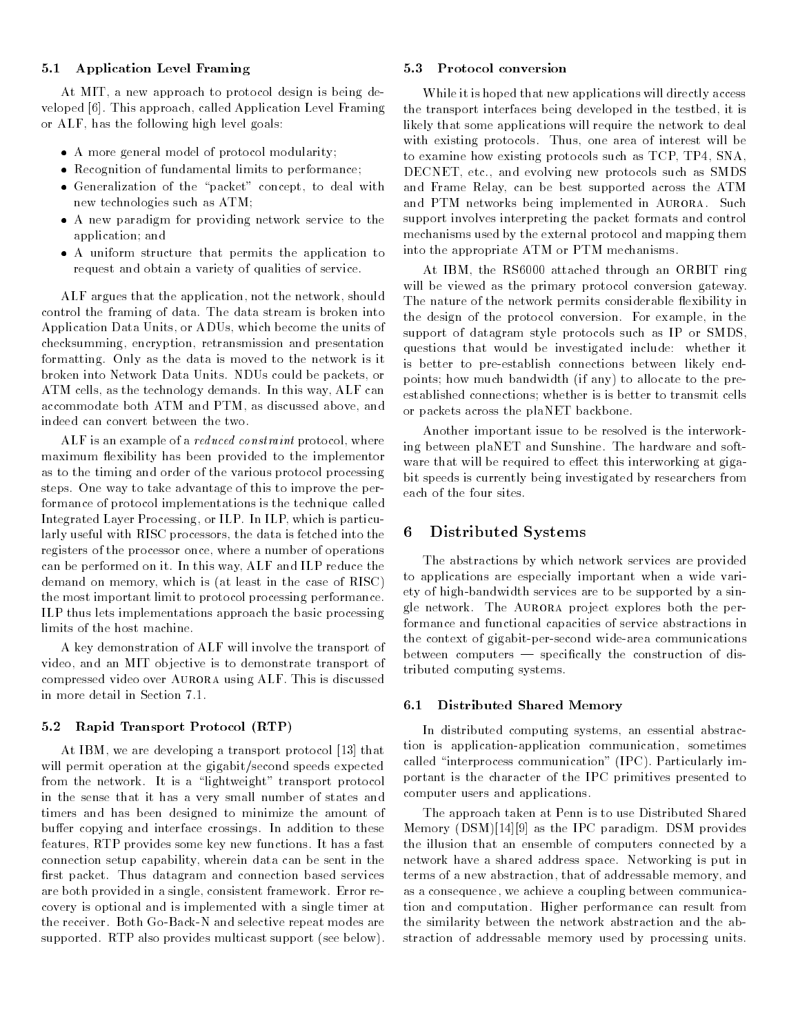### 5.1 Application Level Framing

At MIT, a new approach to protocol design is being developed [6]. This approach, called Application Level Framing or ALF, has the following high level goals:

- A more general model of protocol modularity;
- Recognition of fundamental limits to performance;
- Generalization of the "packet" concept, to deal with new technologies such as ATM;
- A new paradigm for providing network service to the application; and
- A uniform structure that permits the application to request and obtain a variety of qualities of service.

ALF argues that the application, not the network, should control the framing of data. The data stream is broken into Application Data Units, or ADUs, which become the units of checksumming, encryption, retransmission and presentation formatting. Only as the data is moved to the network is it broken into Network Data Units. NDUs could be packets, or ATM cells, as the technology demands. In this way, ALF can accommodate both ATM and PTM, as discussed above, and indeed can convert between the two.

ALF is an example of a *reduced constraint* protocol, where maximum flexibility has been provided to the implementor as to the timing and order of the various protocol processing steps. One way to take advantage of this to improve the performance of protocol implementations is the technique called Integrated Layer Processing, or ILP. In ILP, which is particularly useful with RISC processors, the data is fetched into the registers of the processor once, where a number of operations can be performed on it. In this way, ALF and ILP reduce the demand on memory, which is (at least in the case of RISC) the most important limit to protocol processing performance. ILP thus lets implementations approach the basic processing limits of the host machine.

A key demonstration of ALF will involve the transport of video, and an MIT objective is to demonstrate transport of compressed video over Aurora using ALF. This is discussed in more detail in Section 7.1.

### 5.2 Rapid Transport Protocol (RTP)

At IBM, we are developing a transport protocol [13] that will permit operation at the gigabit/second speeds expected from the network. It is a "lightweight" transport protocol in the sense that it has a very small number of states and timers and has been designed to minimize the amount of buffer copying and interface crossings. In addition to these features, RTP provides some key new functions. It has a fast connection setup capability, wherein data can be sent in the first packet. Thus datagram and connection based services are both provided in a single, consistent framework. Error recovery is optional and is implemented with a single timer at the receiver. Both Go-Back-N and selective repeat modes are supported. RTP also provides multicast support (see below).

### 5.3 Protocol conversion

While it is hoped that new applications will directly access the transport interfaces being developed in the testbed, it is likely that some applications will require the network to deal with existing protocols. Thus, one area of interest will be to examine how existing protocols such as TCP, TP4, SNA, DECNET, etc., and evolving new protocols such as SMDS and Frame Relay, can be best supported across the ATM and PTM networks being implemented in Aurora. Such support involves interpreting the packet formats and control mechanisms used by the external protocol and mapping them into the appropriate ATM or PTM mechanisms.

At IBM, the RS6000 attached through an ORBIT ring will be viewed as the primary protocol conversion gateway. The nature of the network permits considerable flexibility in the design of the protocol conversion. For example, in the support of datagram style protocols such as IP or SMDS, questions that would be investigated include: whether it is better to pre-establish connections between likely endpoints; how much bandwidth (if any) to allocate to the pre-established connections; whether is is better to transmit cells or packets across the plaNET backbone.

Another important issue to be resolved is the interworking between plaNET and Sunshine. The hardware and software that will be required to effect this interworking at gigabit speeds is currently being investigated by researchers from each of the four sites.

## 6 Distributed Systems

The abstractions by which network services are provided to applications are especially important when a wide variety of high-bandwidth services are to be supported by a single network. The Aurora project explores both the performance and functional capacities of service abstractions in the context of gigabit-per-second wide-area communications between computers — specifically the construction of distributed computing systems.

### 6.1 Distributed Shared Memory

In distributed computing systems, an essential abstraction is application-application communication, sometimes called "interprocess communication" (IPC). Particularly important is the character of the IPC primitives presented to computer users and applications.

The approach taken at Penn is to use Distributed Shared Memory (DSM)[14][9] as the IPC paradigm. DSM provides the illusion that an ensemble of computers connected by a network have a shared address space. Networking is put in terms of a new abstraction, that of addressable memory, and as a consequence, we achieve a coupling between communication and computation. Higher performance can result from the similarity between the network abstraction and the abstraction of addressable memory used by processing units.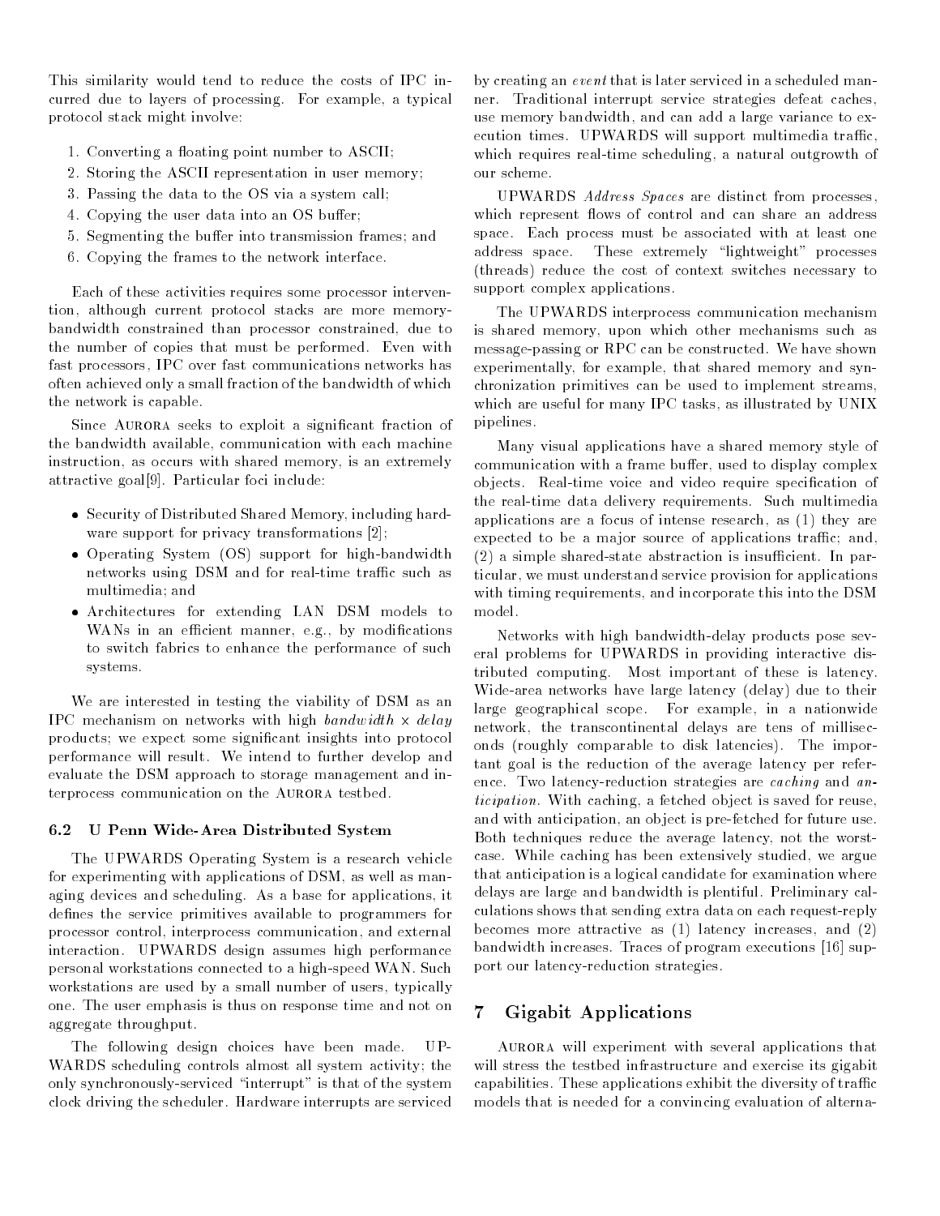This similarity would tend to reduce the costs of IPC incurred due to layers of processing. For example, a typical protocol stack might involve:

1. Converting a floating point number to ASCII;
2. Storing the ASCII representation in user memory;
3. Passing the data to the OS via a system call;
4. Copying the user data into an OS buffer;
5. Segmenting the buffer into transmission frames; and
6. Copying the frames to the network interface.

Each of these activities requires some processor intervention, although current protocol stacks are more memory-bandwidth constrained than processor constrained, due to the number of copies that must be performed. Even with fast processors, IPC over fast communications networks has often achieved only a small fraction of the bandwidth of which the network is capable.

Since AURORA seeks to exploit a significant fraction of the bandwidth available, communication with each machine instruction, as occurs with shared memory, is an extremely attractive goal[9]. Particular foci include:

- Security of Distributed Shared Memory, including hardware support for privacy transformations [2];
- Operating System (OS) support for high-bandwidth networks using DSM and for real-time traffic such as multimedia; and
- Architectures for extending LAN DSM models to WANs in an efficient manner, e.g., by modifications to switch fabrics to enhance the performance of such systems.

We are interested in testing the viability of DSM as an IPC mechanism on networks with high *bandwidth* × *delay* products; we expect some significant insights into protocol performance will result. We intend to further develop and evaluate the DSM approach to storage management and interprocess communication on the AURORA testbed.

### 6.2 U Penn Wide-Area Distributed System

The UPWARDS Operating System is a research vehicle for experimenting with applications of DSM, as well as managing devices and scheduling. As a base for applications, it defines the service primitives available to programmers for processor control, interprocess communication, and external interaction. UPWARDS design assumes high performance personal workstations connected to a high-speed WAN. Such workstations are used by a small number of users, typically one. The user emphasis is thus on response time and not on aggregate throughput.

The following design choices have been made. UPWARDS scheduling controls almost all system activity; the only synchronously-serviced "interrupt" is that of the system clock driving the scheduler. Hardware interrupts are serviced by creating an *event* that is later serviced in a scheduled manner. Traditional interrupt service strategies defeat caches, use memory bandwidth, and can add a large variance to execution times. UPWARDS will support multimedia traffic, which requires real-time scheduling, a natural outgrowth of our scheme.

UPWARDS *Address Spaces* are distinct from processes, which represent flows of control and can share an address space. Each process must be associated with at least one address space. These extremely "lightweight" processes (threads) reduce the cost of context switches necessary to support complex applications.

The UPWARDS interprocess communication mechanism is shared memory, upon which other mechanisms such as message-passing or RPC can be constructed. We have shown experimentally, for example, that shared memory and synchronization primitives can be used to implement streams, which are useful for many IPC tasks, as illustrated by UNIX pipelines.

Many visual applications have a shared memory style of communication with a frame buffer, used to display complex objects. Real-time voice and video require specification of the real-time data delivery requirements. Such multimedia applications are a focus of intense research, as (1) they are expected to be a major source of applications traffic; and, (2) a simple shared-state abstraction is insufficient. In particular, we must understand service provision for applications with timing requirements, and incorporate this into the DSM model.

Networks with high bandwidth-delay products pose several problems for UPWARDS in providing interactive distributed computing. Most important of these is latency. Wide-area networks have large latency (delay) due to their large geographical scope. For example, in a nationwide network, the transcontinental delays are tens of milliseconds (roughly comparable to disk latencies). The important goal is the reduction of the average latency per reference. Two latency-reduction strategies are *caching* and *anticipation*. With caching, a fetched object is saved for reuse, and with anticipation, an object is pre-fetched for future use. Both techniques reduce the average latency, not the worst-case. While caching has been extensively studied, we argue that anticipation is a logical candidate for examination where delays are large and bandwidth is plentiful. Preliminary calculations shows that sending extra data on each request-reply becomes more attractive as (1) latency increases, and (2) bandwidth increases. Traces of program executions [16] support our latency-reduction strategies.

## 7 Gigabit Applications

AURORA will experiment with several applications that will stress the testbed infrastructure and exercise its gigabit capabilities. These applications exhibit the diversity of traffic models that is needed for a convincing evaluation of alterna-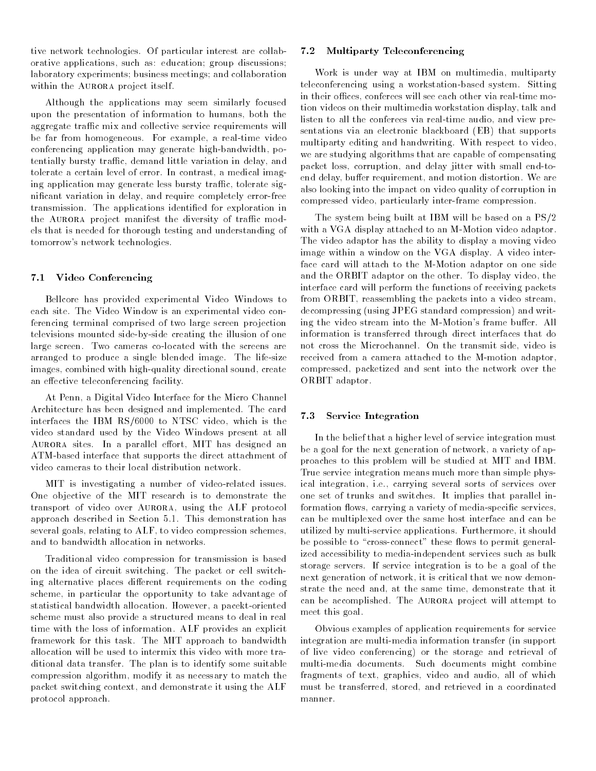tive network technologies. Of particular interest are collaborative applications, such as: education; group discussions; laboratory experiments; business meetings; and collaboration within the Aurora project itself.

Although the applications may seem similarly focused upon the presentation of information to humans, both the aggregate traffic mix and collective service requirements will be far from homogeneous. For example, a real-time video conferencing application may generate high-bandwidth, potentially bursty traffic, demand little variation in delay, and tolerate a certain level of error. In contrast, a medical imaging application may generate less bursty traffic, tolerate significant variation in delay, and require completely error-free transmission. The applications identified for exploration in the Aurora project manifest the diversity of traffic models that is needed for thorough testing and understanding of tomorrow's network technologies.

### 7.1 Video Conferencing

Bellcore has provided experimental Video Windows to each site. The Video Window is an experimental video conferencing terminal comprised of two large screen projection televisions mounted side-by-side creating the illusion of one large screen. Two cameras co-located with the screens are arranged to produce a single blended image. The life-size images, combined with high-quality directional sound, create an effective teleconferencing facility.

At Penn, a Digital Video Interface for the Micro Channel Architecture has been designed and implemented. The card interfaces the IBM RS/6000 to NTSC video, which is the video standard used by the Video Windows present at all Aurora sites. In a parallel effort, MIT has designed an ATM-based interface that supports the direct attachment of video cameras to their local distribution network.

MIT is investigating a number of video-related issues. One objective of the MIT research is to demonstrate the transport of video over Aurora, using the ALF protocol approach described in Section 5.1. This demonstration has several goals, relating to ALF, to video compression schemes, and to bandwidth allocation in networks.

Traditional video compression for transmission is based on the idea of circuit switching. The packet or cell switching alternative places different requirements on the coding scheme, in particular the opportunity to take advantage of statistical bandwidth allocation. However, a pacekt-oriented scheme must also provide a structured means to deal in real time with the loss of information. ALF provides an explicit framework for this task. The MIT approach to bandwidth allocation will be used to intermix this video with more traditional data transfer. The plan is to identify some suitable compression algorithm, modify it as necessary to match the packet switching context, and demonstrate it using the ALF protocol approach.

### 7.2 Multiparty Teleconferencing

Work is under way at IBM on multimedia, multiparty teleconferencing using a workstation-based system. Sitting in their offices, conferees will see each other via real-time motion videos on their multimedia workstation display, talk and listen to all the conferees via real-time audio, and view presentations via an electronic blackboard (EB) that supports multiparty editing and handwriting. With respect to video, we are studying algorithms that are capable of compensating packet loss, corruption, and delay jitter with small end-to-end delay, buffer requirement, and motion distortion. We are also looking into the impact on video quality of corruption in compressed video, particularly inter-frame compression.

The system being built at IBM will be based on a PS/2 with a VGA display attached to an M-Motion video adaptor. The video adaptor has the ability to display a moving video image within a window on the VGA display. A video interface card will attach to the M-Motion adaptor on one side and the ORBIT adaptor on the other. To display video, the interface card will perform the functions of receiving packets from ORBIT, reassembling the packets into a video stream, decompressing (using JPEG standard compression) and writing the video stream into the M-Motion's frame buffer. All information is transferred through direct interfaces that do not cross the Microchannel. On the transmit side, video is received from a camera attached to the M-motion adaptor, compressed, packetized and sent into the network over the ORBIT adaptor.

### 7.3 Service Integration

In the belief that a higher level of service integration must be a goal for the next generation of network, a variety of approaches to this problem will be studied at MIT and IBM. True service integration means much more than simple physical integration, i.e., carrying several sorts of services over one set of trunks and switches. It implies that parallel information flows, carrying a variety of media-specific services, can be multiplexed over the same host interface and can be utilized by multi-service applications. Furthermore, it should be possible to "cross-connect" these flows to permit generalized accessibility to media-independent services such as bulk storage servers. If service integration is to be a goal of the next generation of network, it is critical that we now demonstrate the need and, at the same time, demonstrate that it can be accomplished. The Aurora project will attempt to meet this goal.

Obvious examples of application requirements for service integration are multi-media information transfer (in support of live video conferencing) or the storage and retrieval of multi-media documents. Such documents might combine fragments of text, graphics, video and audio, all of which must be transferred, stored, and retrieved in a coordinated manner.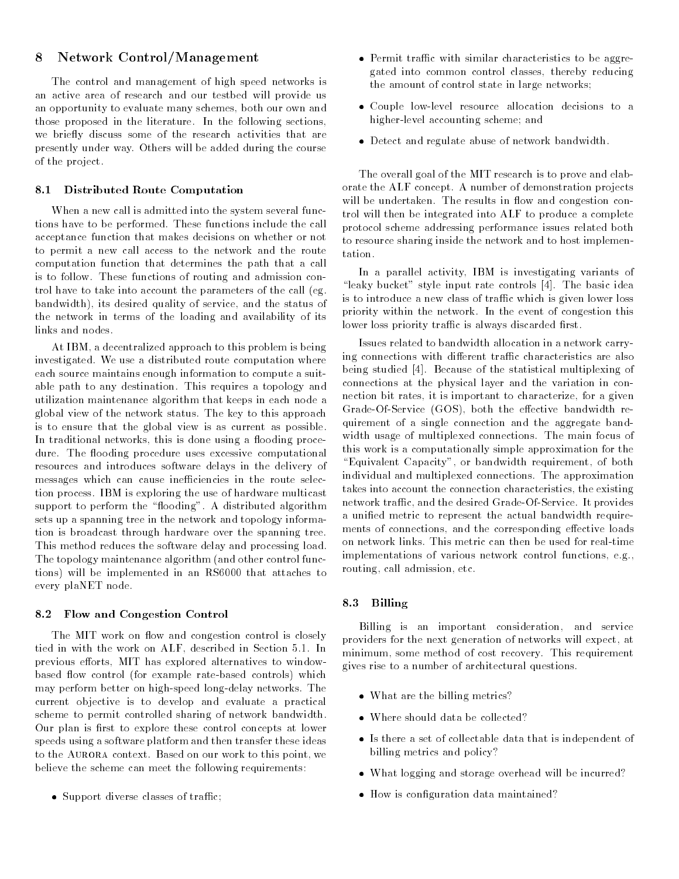## 8 Network Control/Management

The control and management of high speed networks is an active area of research and our testbed will provide us an opportunity to evaluate many schemes, both our own and those proposed in the literature. In the following sections, we briefly discuss some of the research activities that are presently under way. Others will be added during the course of the project.

### 8.1 Distributed Route Computation

When a new call is admitted into the system several functions have to be performed. These functions include the call acceptance function that makes decisions on whether or not to permit a new call access to the network and the route computation function that determines the path that a call is to follow. These functions of routing and admission control have to take into account the parameters of the call (eg. bandwidth), its desired quality of service, and the status of the network in terms of the loading and availability of its links and nodes.

At IBM, a decentralized approach to this problem is being investigated. We use a distributed route computation where each source maintains enough information to compute a suitable path to any destination. This requires a topology and utilization maintenance algorithm that keeps in each node a global view of the network status. The key to this approach is to ensure that the global view is as current as possible. In traditional networks, this is done using a flooding procedure. The flooding procedure uses excessive computational resources and introduces software delays in the delivery of messages which can cause inefficiencies in the route selection process. IBM is exploring the use of hardware multicast support to perform the "flooding". A distributed algorithm sets up a spanning tree in the network and topology information is broadcast through hardware over the spanning tree. This method reduces the software delay and processing load. The topology maintenance algorithm (and other control functions) will be implemented in an RS6000 that attaches to every plaNET node.

### 8.2 Flow and Congestion Control

The MIT work on flow and congestion control is closely tied in with the work on ALF, described in Section 5.1. In previous efforts, MIT has explored alternatives to window-based flow control (for example rate-based controls) which may perform better on high-speed long-delay networks. The current objective is to develop and evaluate a practical scheme to permit controlled sharing of network bandwidth. Our plan is first to explore these control concepts at lower speeds using a software platform and then transfer these ideas to the Aurora context. Based on our work to this point, we believe the scheme can meet the following requirements:

- Support diverse classes of traffic;
- Permit traffic with similar characteristics to be aggregated into common control classes, thereby reducing the amount of control state in large networks;
- Couple low-level resource allocation decisions to a higher-level accounting scheme; and
- Detect and regulate abuse of network bandwidth.

The overall goal of the MIT research is to prove and elaborate the ALF concept. A number of demonstration projects will be undertaken. The results in flow and congestion control will then be integrated into ALF to produce a complete protocol scheme addressing performance issues related both to resource sharing inside the network and to host implementation.

In a parallel activity, IBM is investigating variants of "leaky bucket" style input rate controls [4]. The basic idea is to introduce a new class of traffic which is given lower loss priority within the network. In the event of congestion this lower loss priority traffic is always discarded first.

Issues related to bandwidth allocation in a network carrying connections with different traffic characteristics are also being studied [4]. Because of the statistical multiplexing of connections at the physical layer and the variation in connection bit rates, it is important to characterize, for a given Grade-Of-Service (GOS), both the effective bandwidth requirement of a single connection and the aggregate bandwidth usage of multiplexed connections. The main focus of this work is a computationally simple approximation for the "Equivalent Capacity", or bandwidth requirement, of both individual and multiplexed connections. The approximation takes into account the connection characteristics, the existing network traffic, and the desired Grade-Of-Service. It provides a unified metric to represent the actual bandwidth requirements of connections, and the corresponding effective loads on network links. This metric can then be used for real-time implementations of various network control functions, e.g., routing, call admission, etc.

### 8.3 Billing

Billing is an important consideration, and service providers for the next generation of networks will expect, at minimum, some method of cost recovery. This requirement gives rise to a number of architectural questions.

- What are the billing metrics?
- Where should data be collected?
- Is there a set of collectable data that is independent of billing metrics and policy?
- What logging and storage overhead will be incurred?
- How is configuration data maintained?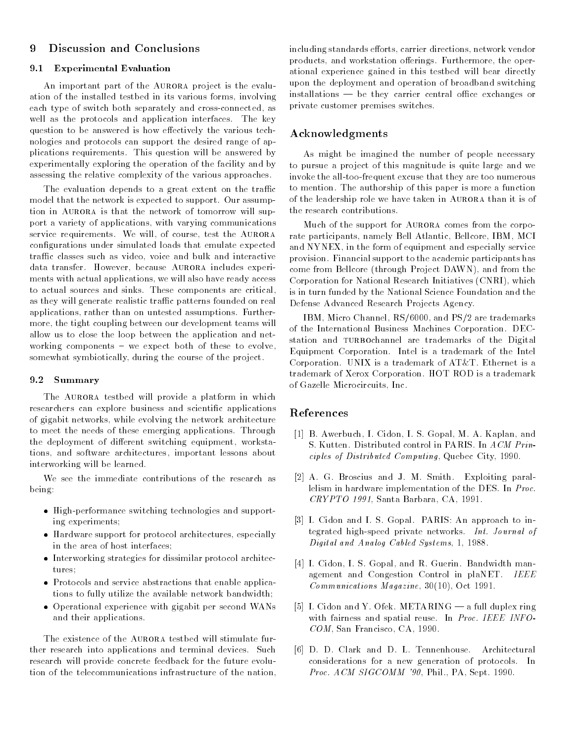## 9 Discussion and Conclusions

### 9.1 Experimental Evaluation

An important part of the AURORA project is the evaluation of the installed testbed in its various forms, involving each type of switch both separately and cross-connected, as well as the protocols and application interfaces. The key question to be answered is how effectively the various technologies and protocols can support the desired range of applications requirements. This question will be answered by experimentally exploring the operation of the facility and by assessing the relative complexity of the various approaches.

The evaluation depends to a great extent on the traffic model that the network is expected to support. Our assumption in AURORA is that the network of tomorrow will support a variety of applications, with varying communications service requirements. We will, of course, test the AURORA configurations under simulated loads that emulate expected traffic classes such as video, voice and bulk and interactive data transfer. However, because AURORA includes experiments with actual applications, we will also have ready access to actual sources and sinks. These components are critical, as they will generate realistic traffic patterns founded on real applications, rather than on untested assumptions. Furthermore, the tight coupling between our development teams will allow us to close the loop between the application and networking components – we expect both of these to evolve, somewhat symbiotically, during the course of the project.

### 9.2 Summary

The AURORA testbed will provide a platform in which researchers can explore business and scientific applications of gigabit networks, while evolving the network architecture to meet the needs of these emerging applications. Through the deployment of different switching equipment, workstations, and software architectures, important lessons about interworking will be learned.

We see the immediate contributions of the research as being:

- High-performance switching technologies and supporting experiments;
- Hardware support for protocol architectures, especially in the area of host interfaces;
- Interworking strategies for dissimilar protocol architectures;
- Protocols and service abstractions that enable applications to fully utilize the available network bandwidth;
- Operational experience with gigabit per second WANs and their applications.

The existence of the AURORA testbed will stimulate further research into applications and terminal devices. Such research will provide concrete feedback for the future evolution of the telecommunications infrastructure of the nation, including standards efforts, carrier directions, network vendor products, and workstation offerings. Furthermore, the operational experience gained in this testbed will bear directly upon the deployment and operation of broadband switching installations — be they carrier central office exchanges or private customer premises switches.

## Acknowledgments

As might be imagined the number of people necessary to pursue a project of this magnitude is quite large and we invoke the all-too-frequent excuse that they are too numerous to mention. The authorship of this paper is more a function of the leadership role we have taken in AURORA than it is of the research contributions.

Much of the support for AURORA comes from the corporate participants, namely Bell Atlantic, Bellcore, IBM, MCI and NYNEX, in the form of equipment and especially service provision. Financial support to the academic participants has come from Bellcore (through Project DAWN), and from the Corporation for National Research Initiatives (CNRI), which is in turn funded by the National Science Foundation and the Defense Advanced Research Projects Agency.

IBM, Micro Channel, RS/6000, and PS/2 are trademarks of the International Business Machines Corporation. DECstation and TURBOchannel are trademarks of the Digital Equipment Corporation. Intel is a trademark of the Intel Corporation. UNIX is a trademark of AT&T. Ethernet is a trademark of Xerox Corporation. HOT ROD is a trademark of Gazelle Microcircuits, Inc.

## References

[1] B. Awerbuch, I. Cidon, I. S. Gopal, M. A. Kaplan, and S. Kutten. Distributed control in PARIS. In *ACM Principles of Distributed Computing*, Quebec City, 1990.

[2] A. G. Broscius and J. M. Smith. Exploiting parallelism in hardware implementation of the DES. In *Proc. CRYPTO 1991*, Santa Barbara, CA, 1991.

[3] I. Cidon and I. S. Gopal. PARIS: An approach to integrated high-speed private networks. *Int. Journal of Digital and Analog Cabled Systems*, 1, 1988.

[4] I. Cidon, I. S. Gopal, and R. Guerin. Bandwidth management and Congestion Control in plaNET. *IEEE Communications Magazine*, 30(10), Oct 1991.

[5] I. Cidon and Y. Ofek. METARING — a full duplex ring with fairness and spatial reuse. In *Proc. IEEE INFOCOM*, San Francisco, CA, 1990.

[6] D. D. Clark and D. L. Tennenhouse. Architectural considerations for a new generation of protocols. In *Proc. ACM SIGCOMM '90*, Phil., PA, Sept. 1990.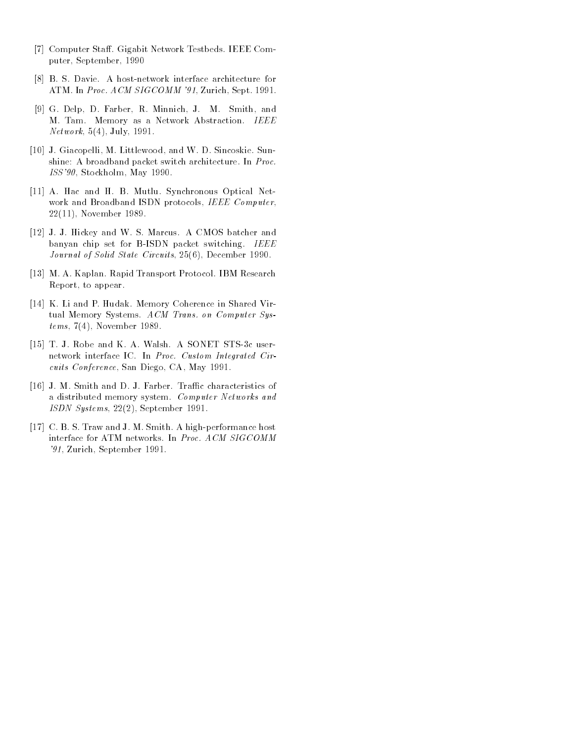[7] Computer Staff. Gigabit Network Testbeds. IEEE Computer, September, 1990

[8] B. S. Davie. A host-network interface architecture for ATM. In *Proc. ACM SIGCOMM '91*, Zurich, Sept. 1991.

[9] G. Delp, D. Farber, R. Minnich, J. M. Smith, and M. Tam. Memory as a Network Abstraction. *IEEE Network*, 5(4), July, 1991.

[10] J. Giacopelli, M. Littlewood, and W. D. Sincoskie. Sunshine: A broadband packet switch architecture. In *Proc. ISS'90*, Stockholm, May 1990.

[11] A. Hac and H. B. Mutlu. Synchronous Optical Network and Broadband ISDN protocols, *IEEE Computer*, 22(11), November 1989.

[12] J. J. Hickey and W. S. Marcus. A CMOS batcher and banyan chip set for B-ISDN packet switching. *IEEE Journal of Solid State Circuits*, 25(6), December 1990.

[13] M. A. Kaplan. Rapid Transport Protocol. IBM Research Report, to appear.

[14] K. Li and P. Hudak. Memory Coherence in Shared Virtual Memory Systems. *ACM Trans. on Computer Systems*, 7(4), November 1989.

[15] T. J. Robe and K. A. Walsh. A SONET STS-3c user-network interface IC. In *Proc. Custom Integrated Circuits Conference*, San Diego, CA, May 1991.

[16] J. M. Smith and D. J. Farber. Traffic characteristics of a distributed memory system. *Computer Networks and ISDN Systems*, 22(2), September 1991.

[17] C. B. S. Traw and J. M. Smith. A high-performance host interface for ATM networks. In *Proc. ACM SIGCOMM '91*, Zurich, September 1991.